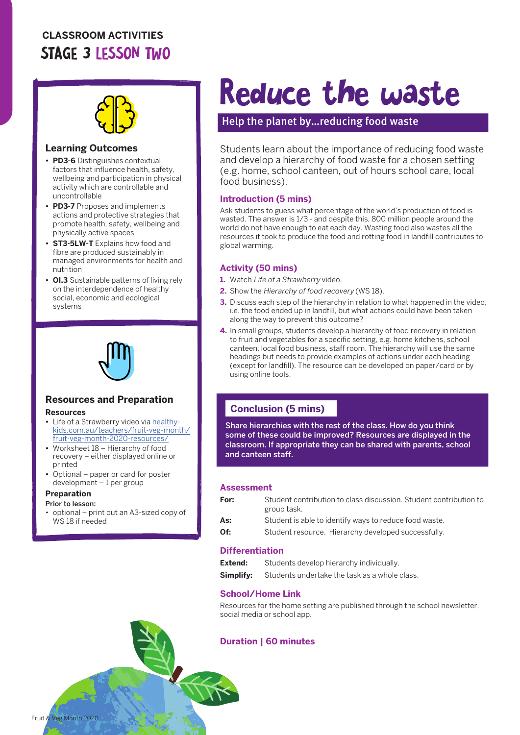CLASSROOM ACTIVITIES

# STAGE 3 LESSON TWO

# Reduce the waste

## Help the planet by...reducing food waste

Students learn about the importance of reducing food waste and develop a hierarchy of food waste for a chosen setting (e.g. home, school canteen, out of hours school care, local food business).

### Introduction (5 mins)

Ask students to guess what percentage of the world's production of food is wasted. The answer is 1/3 - and despite this, 800 million people around the world do not have enough to eat each day. Wasting food also wastes all the resources it took to produce the food and rotting food in landfill contributes to global warming.

### Activity (50 mins)

1. Watch *Life of a Strawberry* video.
2. Show the *Hierarchy of food recovery* (WS 18).
3. Discuss each step of the hierarchy in relation to what happened in the video, i.e. the food ended up in landfill, but what actions could have been taken along the way to prevent this outcome?
4. In small groups, students develop a hierarchy of food recovery in relation to fruit and vegetables for a specific setting, e.g. home kitchens, school canteen, local food business, staff room. The hierarchy will use the same headings but needs to provide examples of actions under each heading (except for landfill). The resource can be developed on paper/card or by using online tools.

### Conclusion (5 mins)

**Share hierarchies with the rest of the class. How do you think some of these could be improved? Resources are displayed in the classroom. If appropriate they can be shared with parents, school and canteen staff.**

### Assessment

**For:** Student contribution to class discussion. Student contribution to group task.

**As:** Student is able to identify ways to reduce food waste.

**Of:** Student resource. Hierarchy developed successfully.

### Differentiation

**Extend:** Students develop hierarchy individually.

**Simplify:** Students undertake the task as a whole class.

### School/Home Link

Resources for the home setting are published through the school newsletter, social media or school app.

### Duration | 60 minutes

## Learning Outcomes

- **PD3-6** Distinguishes contextual factors that influence health, safety, wellbeing and participation in physical activity which are controllable and uncontrollable
- **PD3-7** Proposes and implements actions and protective strategies that promote health, safety, wellbeing and physically active spaces
- **ST3-5LW-T** Explains how food and fibre are produced sustainably in managed environments for health and nutrition
- **OI.3** Sustainable patterns of living rely on the interdependence of healthy social, economic and ecological systems

## Resources and Preparation

### Resources

- Life of a Strawberry video via healthy-kids.com.au/teachers/fruit-veg-month/fruit-veg-month-2020-resources/
- Worksheet 18 – Hierarchy of food recovery – either displayed online or printed
- Optional – paper or card for poster development – 1 per group

### Preparation

**Prior to lesson:**

- optional – print out an A3-sized copy of WS 18 if needed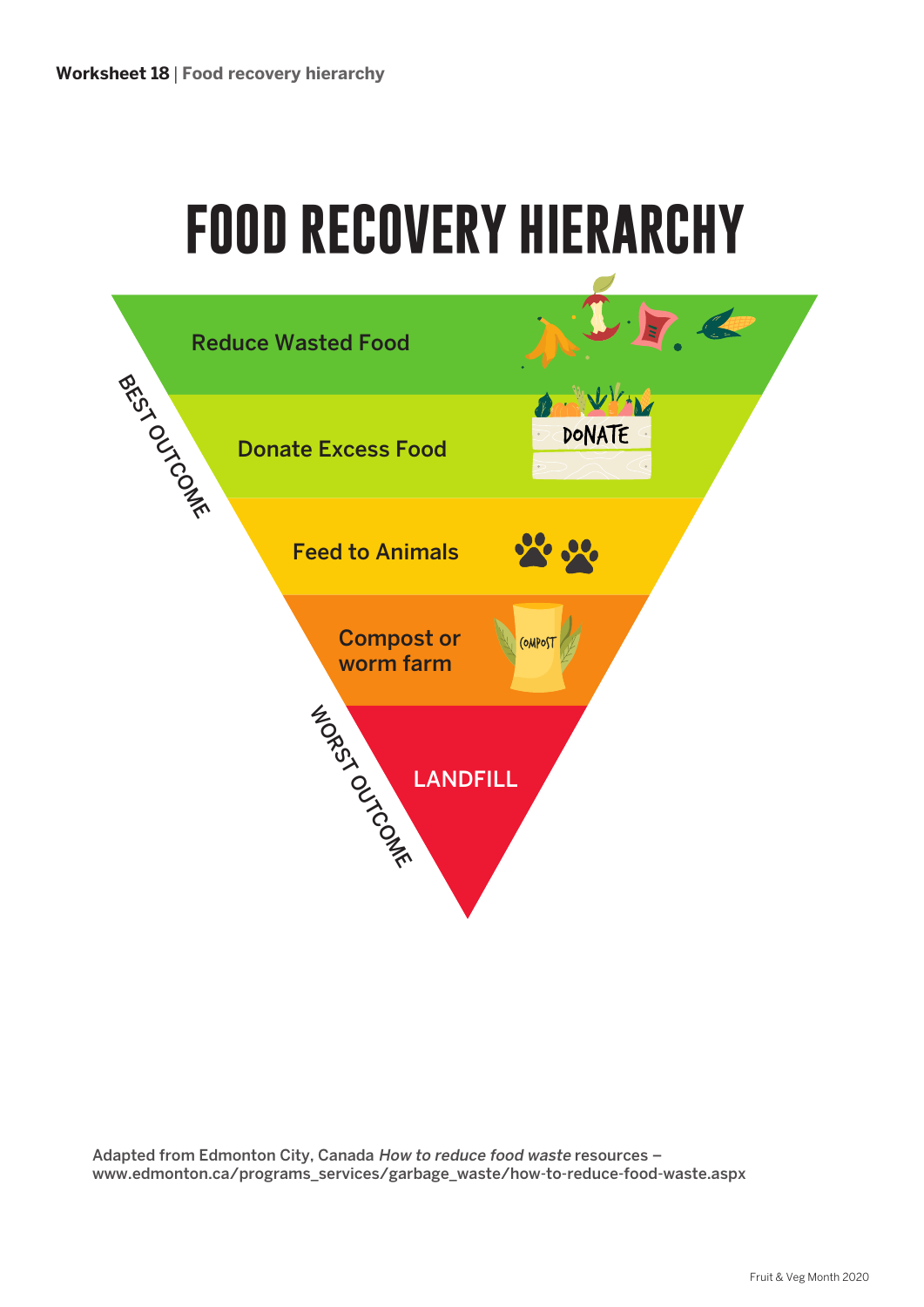**Worksheet 18** | **Food recovery hierarchy**

# FOOD RECOVERY HIERARCHY

Reduce Wasted Food

Donate Excess Food

DONATE

Feed to Animals

Compost or worm farm

COMPOST

LANDFILL

BEST OUTCOME

WORST OUTCOME

Adapted from Edmonton City, Canada *How to reduce food waste* resources – www.edmonton.ca/programs_services/garbage_waste/how-to-reduce-food-waste.aspx

Fruit & Veg Month 2020